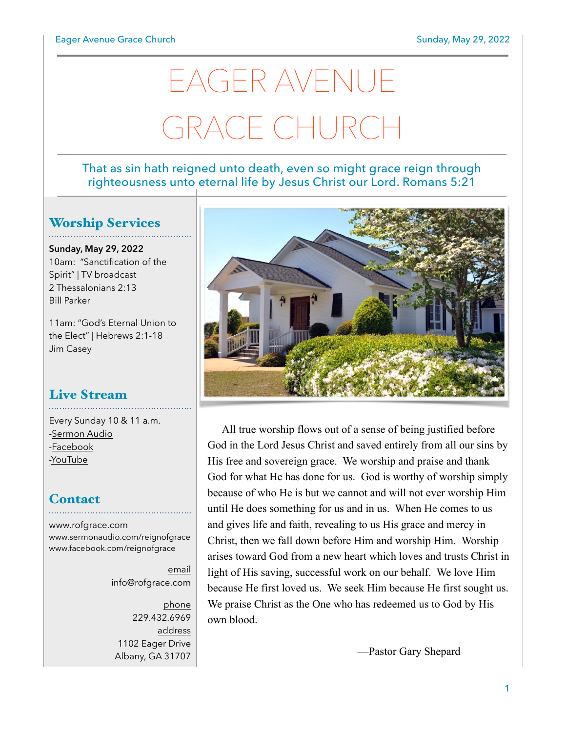# EAGER AVENUE GRACE CHURCH

That as sin hath reigned unto death, even so might grace reign through righteousness unto eternal life by Jesus Christ our Lord. Romans 5:21

## Worship Services

**Sunday, May 29, 2022**
10am: "Sanctification of the Spirit" | TV broadcast
2 Thessalonians 2:13
Bill Parker

11am: "God's Eternal Union to the Elect" | Hebrews 2:1-18
Jim Casey

## Live Stream

Every Sunday 10 & 11 a.m.
-Sermon Audio
-Facebook
-YouTube

## Contact

www.rofgrace.com
www.sermonaudio.com/reignofgrace
www.facebook.com/reignofgrace

email
info@rofgrace.com

phone
229.432.6969

address
1102 Eager Drive
Albany, GA 31707

All true worship flows out of a sense of being justified before God in the Lord Jesus Christ and saved entirely from all our sins by His free and sovereign grace. We worship and praise and thank God for what He has done for us. God is worthy of worship simply because of who He is but we cannot and will not ever worship Him until He does something for us and in us. When He comes to us and gives life and faith, revealing to us His grace and mercy in Christ, then we fall down before Him and worship Him. Worship arises toward God from a new heart which loves and trusts Christ in light of His saving, successful work on our behalf. We love Him because He first loved us. We seek Him because He first sought us. We praise Christ as the One who has redeemed us to God by His own blood.

—Pastor Gary Shepard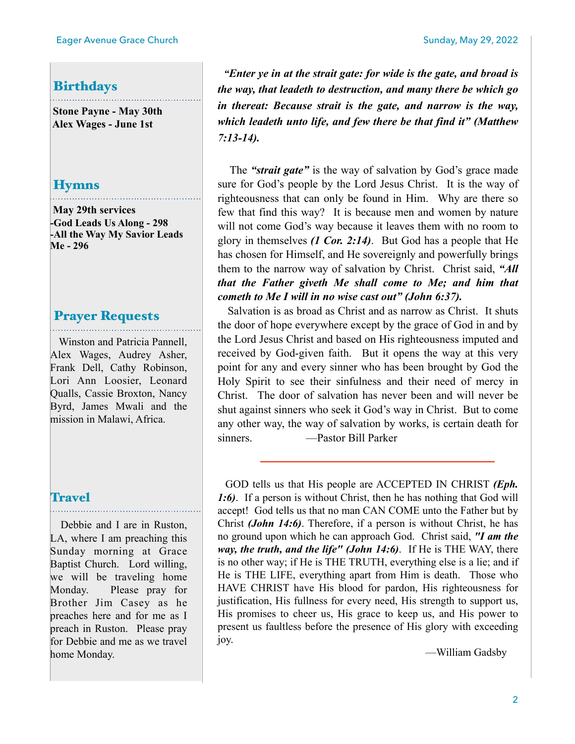## Birthdays

**Stone Payne - May 30th**
**Alex Wages - June 1st**

## Hymns

**May 29th services**
**-God Leads Us Along - 298**
**-All the Way My Savior Leads Me - 296**

## Prayer Requests

Winston and Patricia Pannell, Alex Wages, Audrey Asher, Frank Dell, Cathy Robinson, Lori Ann Loosier, Leonard Qualls, Cassie Broxton, Nancy Byrd, James Mwali and the mission in Malawi, Africa.

## Travel

Debbie and I are in Ruston, LA, where I am preaching this Sunday morning at Grace Baptist Church. Lord willing, we will be traveling home Monday. Please pray for Brother Jim Casey as he preaches here and for me as I preach in Ruston. Please pray for Debbie and me as we travel home Monday.

***"Enter ye in at the strait gate: for wide is the gate, and broad is the way, that leadeth to destruction, and many there be which go in thereat: Because strait is the gate, and narrow is the way, which leadeth unto life, and few there be that find it" (Matthew 7:13-14).***

The ***"strait gate"*** is the way of salvation by God's grace made sure for God's people by the Lord Jesus Christ. It is the way of righteousness that can only be found in Him. Why are there so few that find this way? It is because men and women by nature will not come God's way because it leaves them with no room to glory in themselves ***(1 Cor. 2:14)***. But God has a people that He has chosen for Himself, and He sovereignly and powerfully brings them to the narrow way of salvation by Christ. Christ said, ***"All that the Father giveth Me shall come to Me; and him that cometh to Me I will in no wise cast out" (John 6:37).***

Salvation is as broad as Christ and as narrow as Christ. It shuts the door of hope everywhere except by the grace of God in and by the Lord Jesus Christ and based on His righteousness imputed and received by God-given faith. But it opens the way at this very point for any and every sinner who has been brought by God the Holy Spirit to see their sinfulness and their need of mercy in Christ. The door of salvation has never been and will never be shut against sinners who seek it God's way in Christ. But to come any other way, the way of salvation by works, is certain death for sinners. —Pastor Bill Parker

---

GOD tells us that His people are ACCEPTED IN CHRIST ***(Eph. 1:6)***. If a person is without Christ, then he has nothing that God will accept! God tells us that no man CAN COME unto the Father but by Christ ***(John 14:6)***. Therefore, if a person is without Christ, he has no ground upon which he can approach God. Christ said, ***"I am the way, the truth, and the life" (John 14:6)***. If He is THE WAY, there is no other way; if He is THE TRUTH, everything else is a lie; and if He is THE LIFE, everything apart from Him is death. Those who HAVE CHRIST have His blood for pardon, His righteousness for justification, His fullness for every need, His strength to support us, His promises to cheer us, His grace to keep us, and His power to present us faultless before the presence of His glory with exceeding joy.

—William Gadsby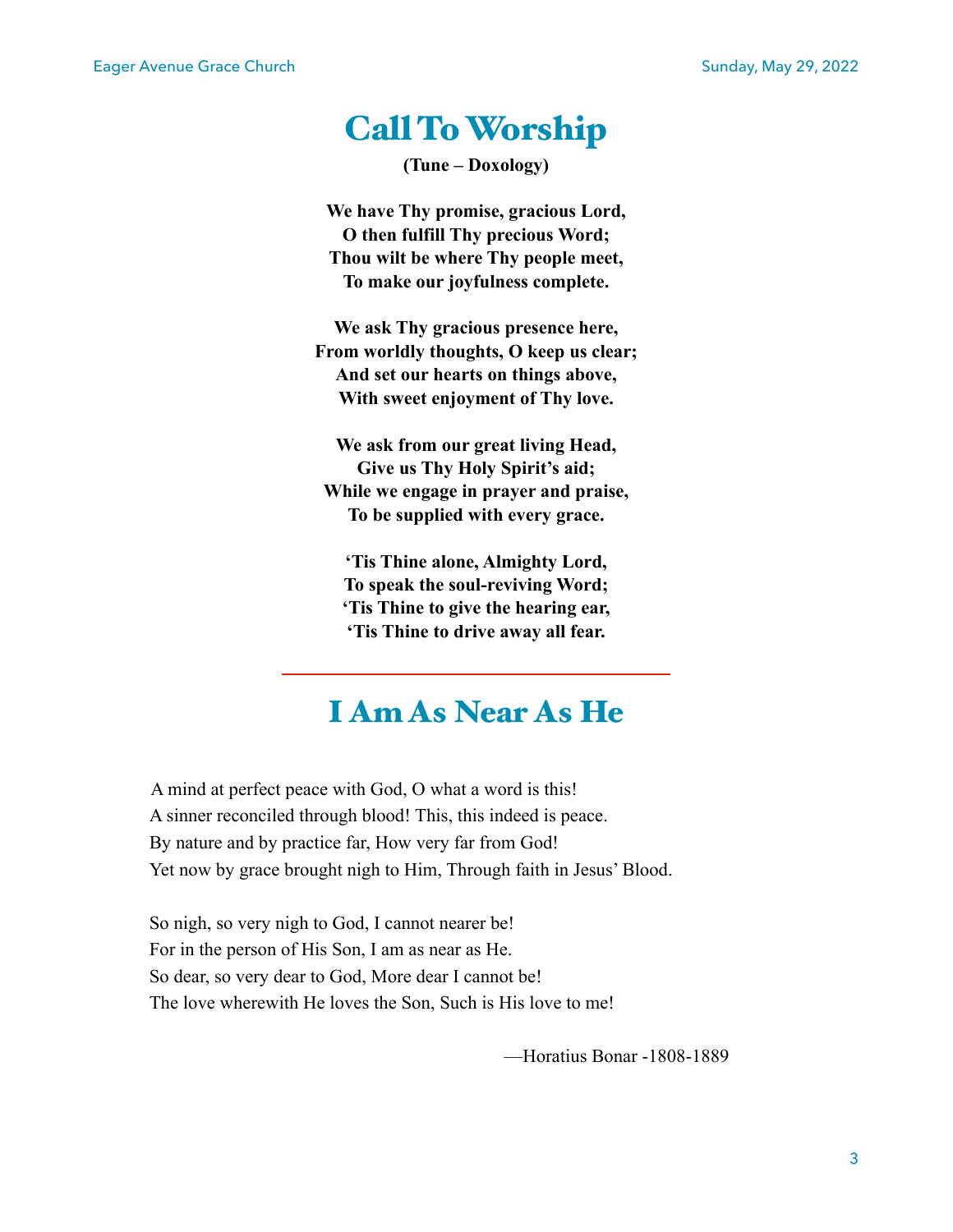# Call To Worship

**(Tune – Doxology)**

**We have Thy promise, gracious Lord,**
**O then fulfill Thy precious Word;**
**Thou wilt be where Thy people meet,**
**To make our joyfulness complete.**

**We ask Thy gracious presence here,**
**From worldly thoughts, O keep us clear;**
**And set our hearts on things above,**
**With sweet enjoyment of Thy love.**

**We ask from our great living Head,**
**Give us Thy Holy Spirit's aid;**
**While we engage in prayer and praise,**
**To be supplied with every grace.**

**'Tis Thine alone, Almighty Lord,**
**To speak the soul-reviving Word;**
**'Tis Thine to give the hearing ear,**
**'Tis Thine to drive away all fear.**

---

# I Am As Near As He

A mind at perfect peace with God, O what a word is this!
A sinner reconciled through blood! This, this indeed is peace.
By nature and by practice far, How very far from God!
Yet now by grace brought nigh to Him, Through faith in Jesus' Blood.

So nigh, so very nigh to God, I cannot nearer be!
For in the person of His Son, I am as near as He.
So dear, so very dear to God, More dear I cannot be!
The love wherewith He loves the Son, Such is His love to me!

—Horatius Bonar -1808-1889